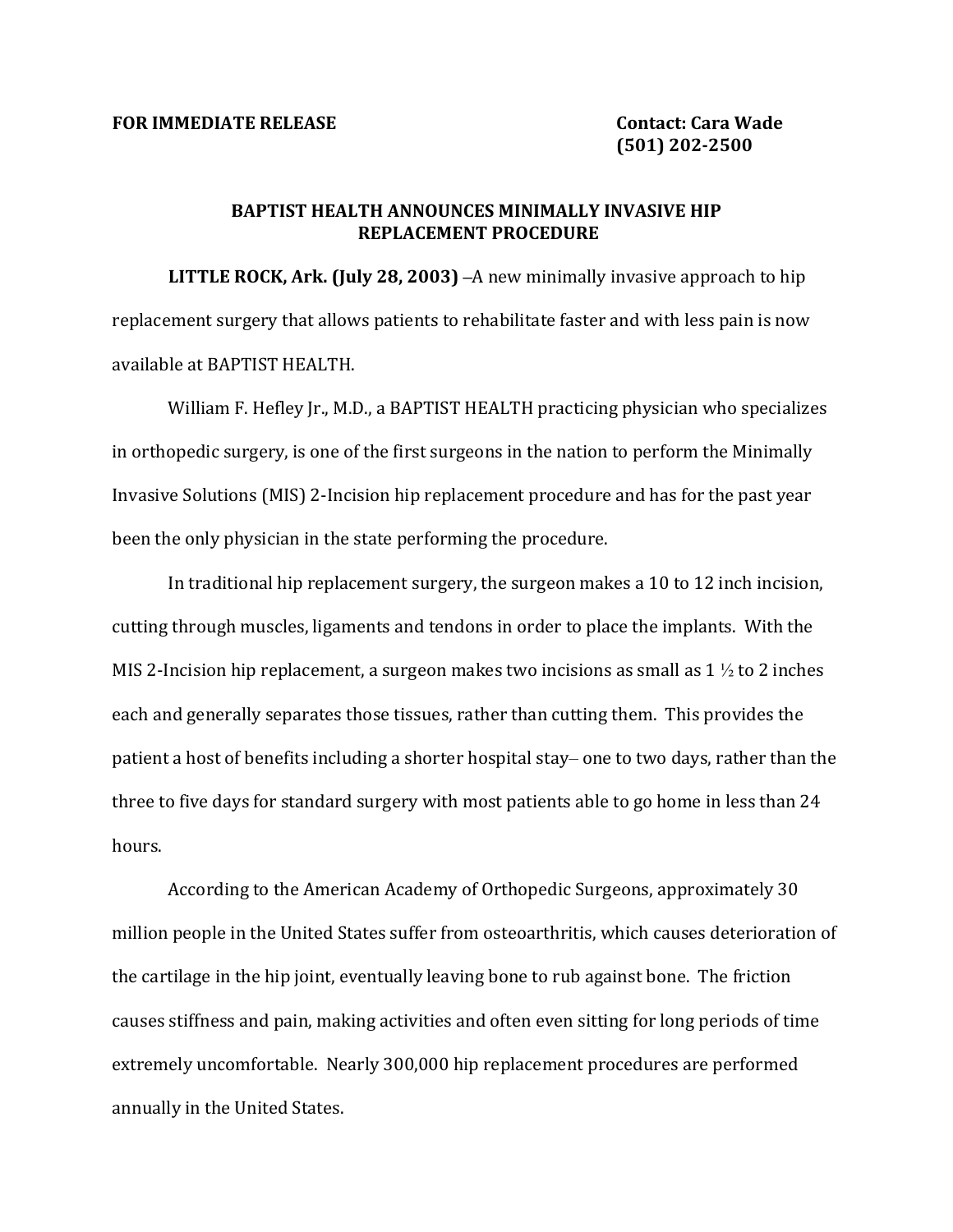**FOR IMMEDIATE RELEASE**

**Contact: Cara Wade**
**(501) 202-2500**

## BAPTIST HEALTH ANNOUNCES MINIMALLY INVASIVE HIP REPLACEMENT PROCEDURE

**LITTLE ROCK, Ark. (July 28, 2003)** –A new minimally invasive approach to hip replacement surgery that allows patients to rehabilitate faster and with less pain is now available at BAPTIST HEALTH.

William F. Hefley Jr., M.D., a BAPTIST HEALTH practicing physician who specializes in orthopedic surgery, is one of the first surgeons in the nation to perform the Minimally Invasive Solutions (MIS) 2-Incision hip replacement procedure and has for the past year been the only physician in the state performing the procedure.

In traditional hip replacement surgery, the surgeon makes a 10 to 12 inch incision, cutting through muscles, ligaments and tendons in order to place the implants. With the MIS 2-Incision hip replacement, a surgeon makes two incisions as small as 1 ½ to 2 inches each and generally separates those tissues, rather than cutting them. This provides the patient a host of benefits including a shorter hospital stay– one to two days, rather than the three to five days for standard surgery with most patients able to go home in less than 24 hours.

According to the American Academy of Orthopedic Surgeons, approximately 30 million people in the United States suffer from osteoarthritis, which causes deterioration of the cartilage in the hip joint, eventually leaving bone to rub against bone. The friction causes stiffness and pain, making activities and often even sitting for long periods of time extremely uncomfortable. Nearly 300,000 hip replacement procedures are performed annually in the United States.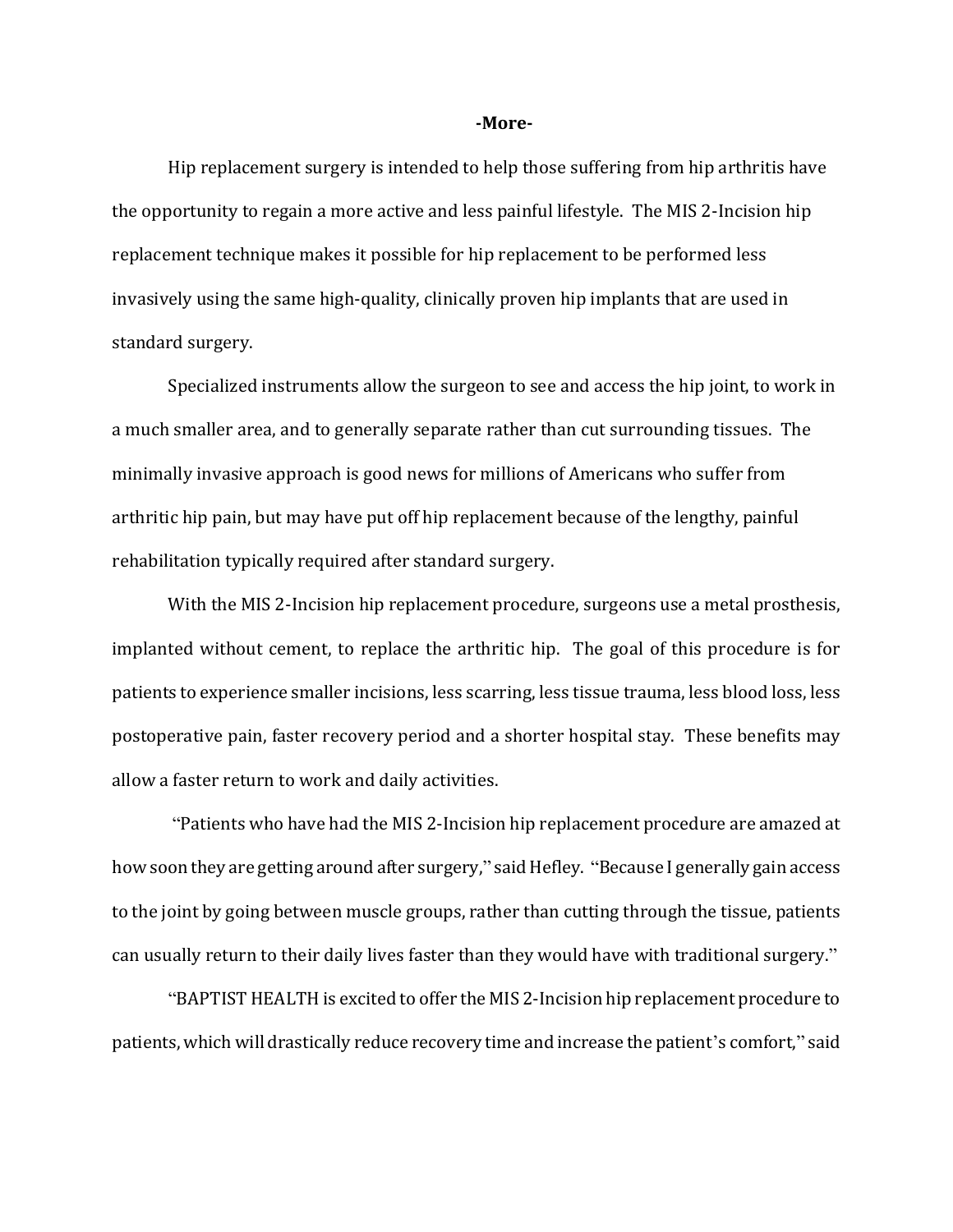**-More-**

Hip replacement surgery is intended to help those suffering from hip arthritis have the opportunity to regain a more active and less painful lifestyle. The MIS 2-Incision hip replacement technique makes it possible for hip replacement to be performed less invasively using the same high-quality, clinically proven hip implants that are used in standard surgery.

Specialized instruments allow the surgeon to see and access the hip joint, to work in a much smaller area, and to generally separate rather than cut surrounding tissues. The minimally invasive approach is good news for millions of Americans who suffer from arthritic hip pain, but may have put off hip replacement because of the lengthy, painful rehabilitation typically required after standard surgery.

With the MIS 2-Incision hip replacement procedure, surgeons use a metal prosthesis, implanted without cement, to replace the arthritic hip. The goal of this procedure is for patients to experience smaller incisions, less scarring, less tissue trauma, less blood loss, less postoperative pain, faster recovery period and a shorter hospital stay. These benefits may allow a faster return to work and daily activities.

"Patients who have had the MIS 2-Incision hip replacement procedure are amazed at how soon they are getting around after surgery," said Hefley. "Because I generally gain access to the joint by going between muscle groups, rather than cutting through the tissue, patients can usually return to their daily lives faster than they would have with traditional surgery."

"BAPTIST HEALTH is excited to offer the MIS 2-Incision hip replacement procedure to patients, which will drastically reduce recovery time and increase the patient's comfort," said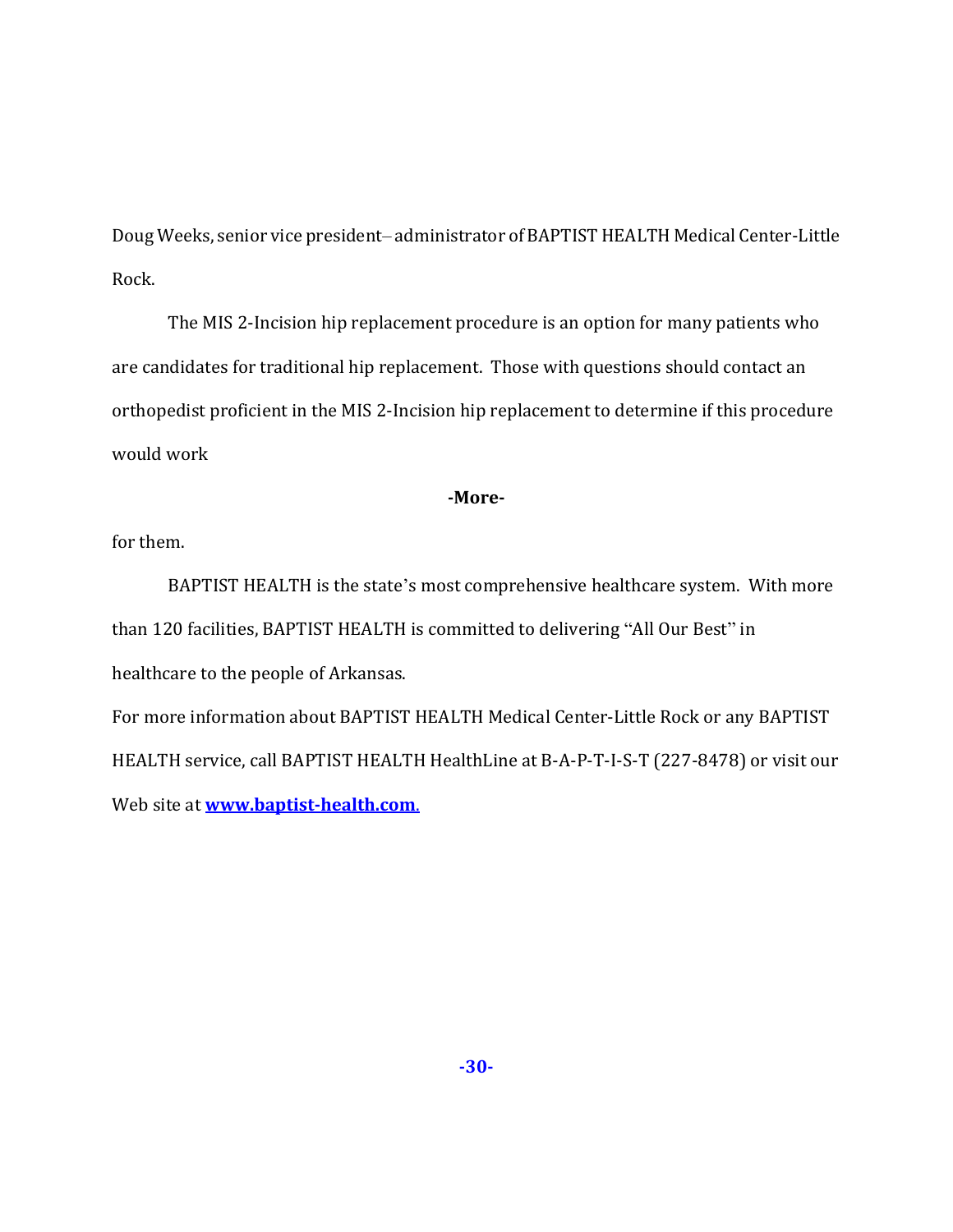Doug Weeks, senior vice president– administrator of BAPTIST HEALTH Medical Center-Little Rock.

The MIS 2-Incision hip replacement procedure is an option for many patients who are candidates for traditional hip replacement. Those with questions should contact an orthopedist proficient in the MIS 2-Incision hip replacement to determine if this procedure would work

**-More-**

for them.

BAPTIST HEALTH is the state's most comprehensive healthcare system. With more than 120 facilities, BAPTIST HEALTH is committed to delivering "All Our Best" in healthcare to the people of Arkansas.

For more information about BAPTIST HEALTH Medical Center-Little Rock or any BAPTIST HEALTH service, call BAPTIST HEALTH HealthLine at B-A-P-T-I-S-T (227-8478) or visit our Web site at **www.baptist-health.com**.

**-30-**